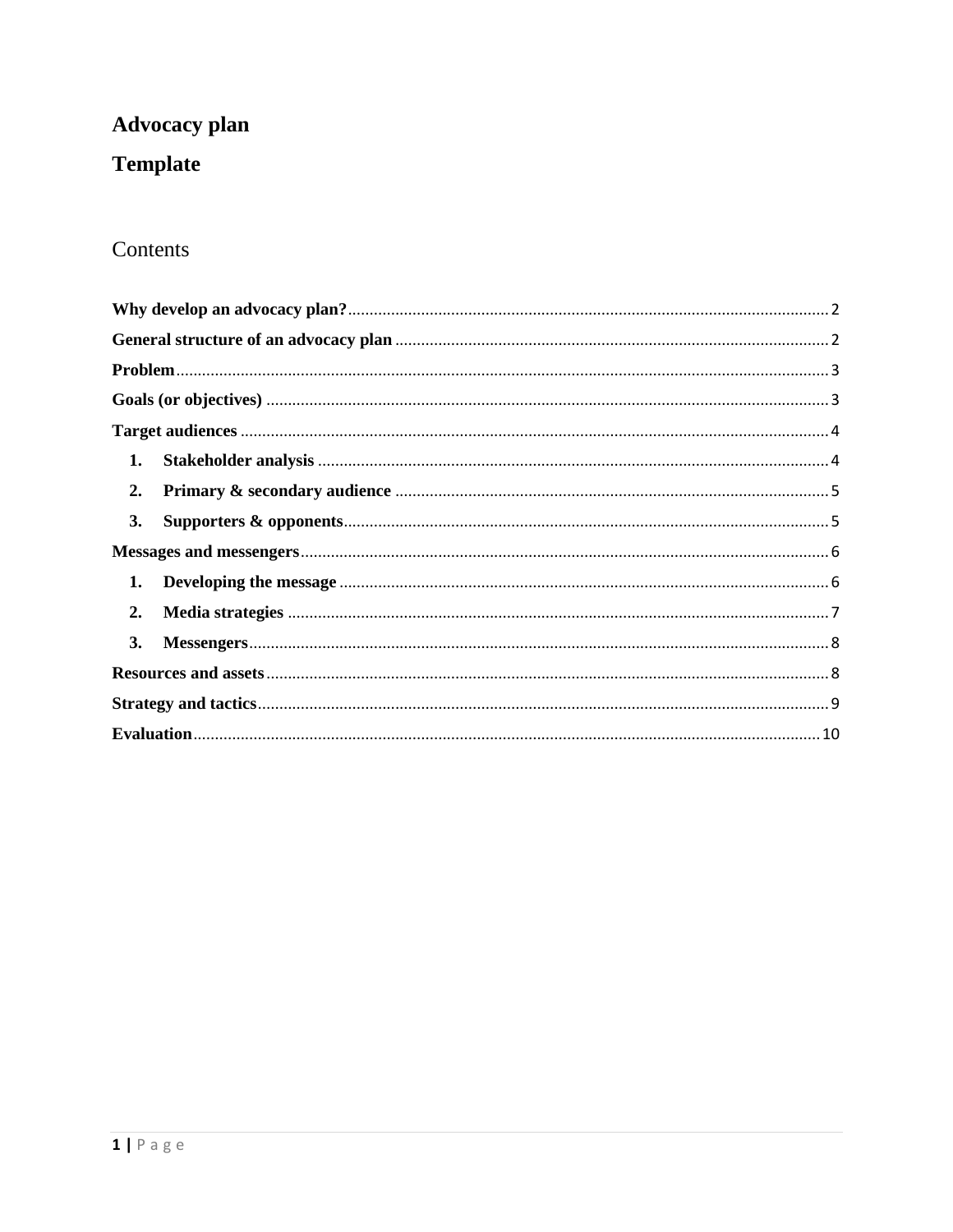# Advocacy plan

# Template

## Contents

**Why develop an advocacy plan?** ........ 2

**General structure of an advocacy plan** ........ 2

**Problem** ........ 3

**Goals (or objectives)** ........ 3

**Target audiences** ........ 4

1. **Stakeholder analysis** ........ 4
2. **Primary & secondary audience** ........ 5
3. **Supporters & opponents** ........ 5

**Messages and messengers** ........ 6

1. **Developing the message** ........ 6
2. **Media strategies** ........ 7
3. **Messengers** ........ 8

**Resources and assets** ........ 8

**Strategy and tactics** ........ 9

**Evaluation** ........ 10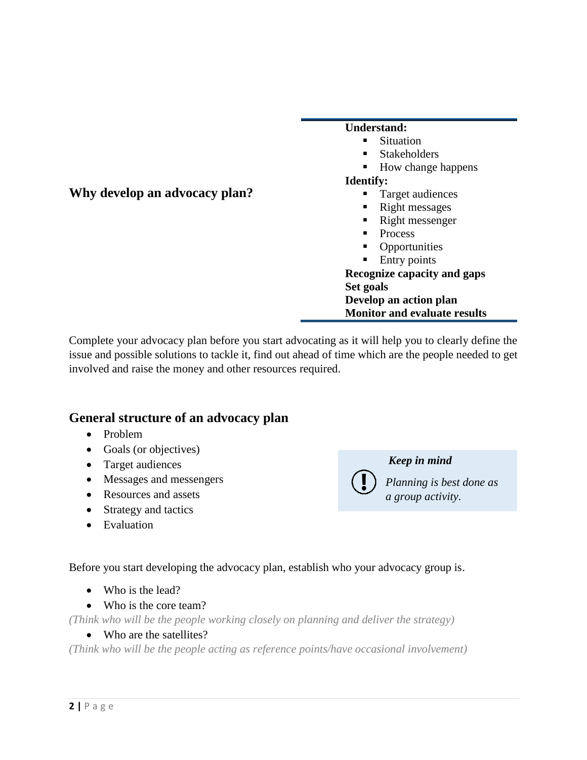## Why develop an advocacy plan?

**Understand:**

- Situation
- Stakeholders
- How change happens

**Identify:**

- Target audiences
- Right messages
- Right messenger
- Process
- Opportunities
- Entry points

**Recognize capacity and gaps**

**Set goals**

**Develop an action plan**

**Monitor and evaluate results**

Complete your advocacy plan before you start advocating as it will help you to clearly define the issue and possible solutions to tackle it, find out ahead of time which are the people needed to get involved and raise the money and other resources required.

## General structure of an advocacy plan

- Problem
- Goals (or objectives)
- Target audiences
- Messages and messengers
- Resources and assets
- Strategy and tactics
- Evaluation

> ***Keep in mind***
>
> *Planning is best done as a group activity.*

Before you start developing the advocacy plan, establish who your advocacy group is.

- Who is the lead?
- Who is the core team?

*(Think who will be the people working closely on planning and deliver the strategy)*

- Who are the satellites?

*(Think who will be the people acting as reference points/have occasional involvement)*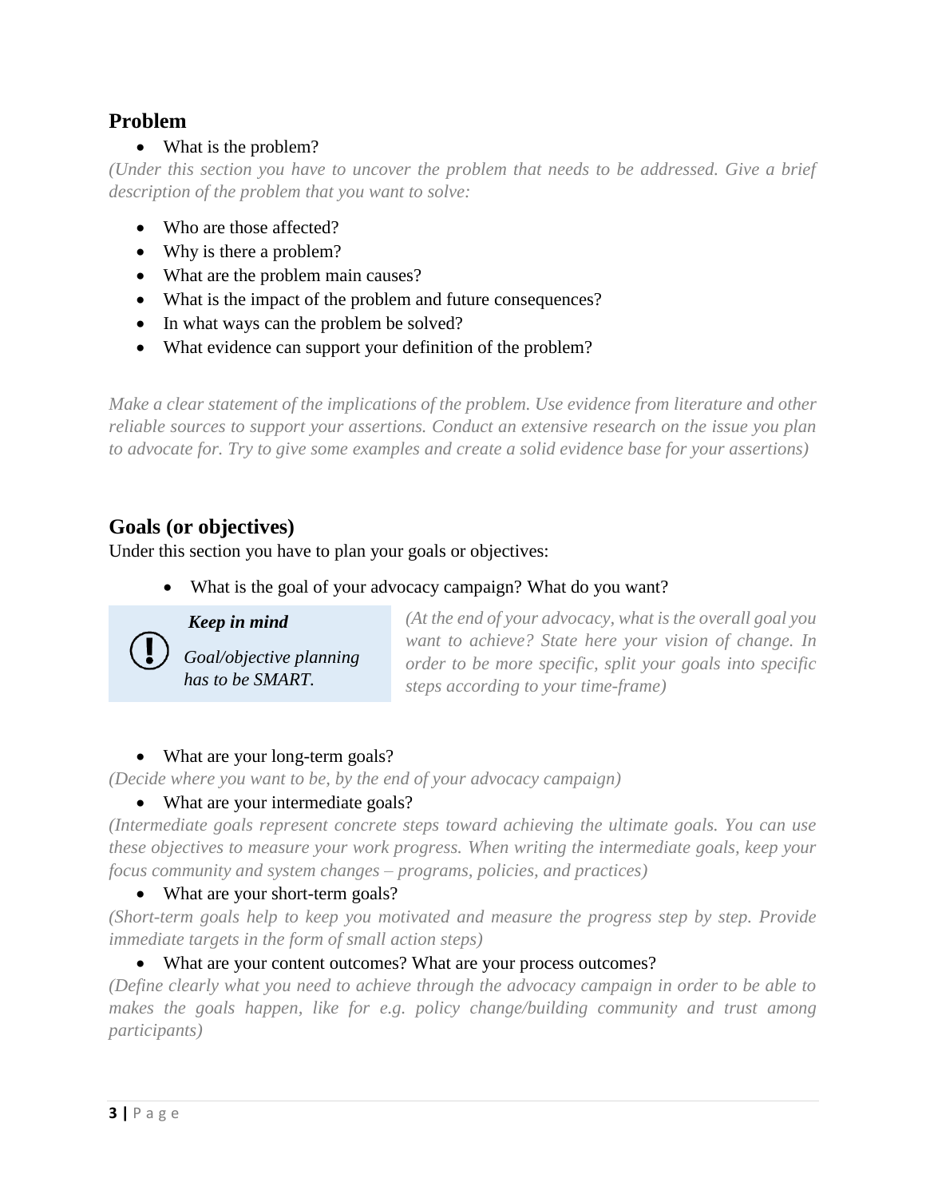## Problem

- What is the problem?

*(Under this section you have to uncover the problem that needs to be addressed. Give a brief description of the problem that you want to solve:*

- Who are those affected?
- Why is there a problem?
- What are the problem main causes?
- What is the impact of the problem and future consequences?
- In what ways can the problem be solved?
- What evidence can support your definition of the problem?

*Make a clear statement of the implications of the problem. Use evidence from literature and other reliable sources to support your assertions. Conduct an extensive research on the issue you plan to advocate for. Try to give some examples and create a solid evidence base for your assertions)*

## Goals (or objectives)

Under this section you have to plan your goals or objectives:

- What is the goal of your advocacy campaign? What do you want?

> ***Keep in mind***
>
> *Goal/objective planning has to be SMART.*

*(At the end of your advocacy, what is the overall goal you want to achieve? State here your vision of change. In order to be more specific, split your goals into specific steps according to your time-frame)*

- What are your long-term goals?

*(Decide where you want to be, by the end of your advocacy campaign)*

- What are your intermediate goals?

*(Intermediate goals represent concrete steps toward achieving the ultimate goals. You can use these objectives to measure your work progress. When writing the intermediate goals, keep your focus community and system changes – programs, policies, and practices)*

- What are your short-term goals?

*(Short-term goals help to keep you motivated and measure the progress step by step. Provide immediate targets in the form of small action steps)*

- What are your content outcomes? What are your process outcomes?

*(Define clearly what you need to achieve through the advocacy campaign in order to be able to makes the goals happen, like for e.g. policy change/building community and trust among participants)*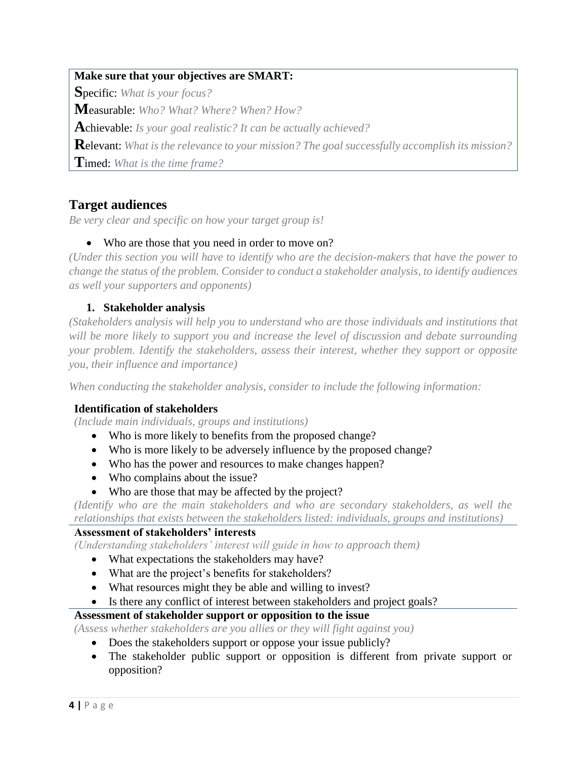**Make sure that your objectives are SMART:**

**S**pecific: *What is your focus?*

**M**easurable: *Who? What? Where? When? How?*

**A**chievable: *Is your goal realistic? It can be actually achieved?*

**R**elevant: *What is the relevance to your mission? The goal successfully accomplish its mission?*

**T**imed: *What is the time frame?*

## Target audiences

*Be very clear and specific on how your target group is!*

- Who are those that you need in order to move on?

*(Under this section you will have to identify who are the decision-makers that have the power to change the status of the problem. Consider to conduct a stakeholder analysis, to identify audiences as well your supporters and opponents)*

### 1. Stakeholder analysis

*(Stakeholders analysis will help you to understand who are those individuals and institutions that will be more likely to support you and increase the level of discussion and debate surrounding your problem. Identify the stakeholders, assess their interest, whether they support or opposite you, their influence and importance)*

*When conducting the stakeholder analysis, consider to include the following information:*

**Identification of stakeholders**

*(Include main individuals, groups and institutions)*

- Who is more likely to benefits from the proposed change?
- Who is more likely to be adversely influence by the proposed change?
- Who has the power and resources to make changes happen?
- Who complains about the issue?
- Who are those that may be affected by the project?

*(Identify who are the main stakeholders and who are secondary stakeholders, as well the relationships that exists between the stakeholders listed: individuals, groups and institutions)*

**Assessment of stakeholders' interests**

*(Understanding stakeholders' interest will guide in how to approach them)*

- What expectations the stakeholders may have?
- What are the project's benefits for stakeholders?
- What resources might they be able and willing to invest?
- Is there any conflict of interest between stakeholders and project goals?

**Assessment of stakeholder support or opposition to the issue**

*(Assess whether stakeholders are you allies or they will fight against you)*

- Does the stakeholders support or oppose your issue publicly?
- The stakeholder public support or opposition is different from private support or opposition?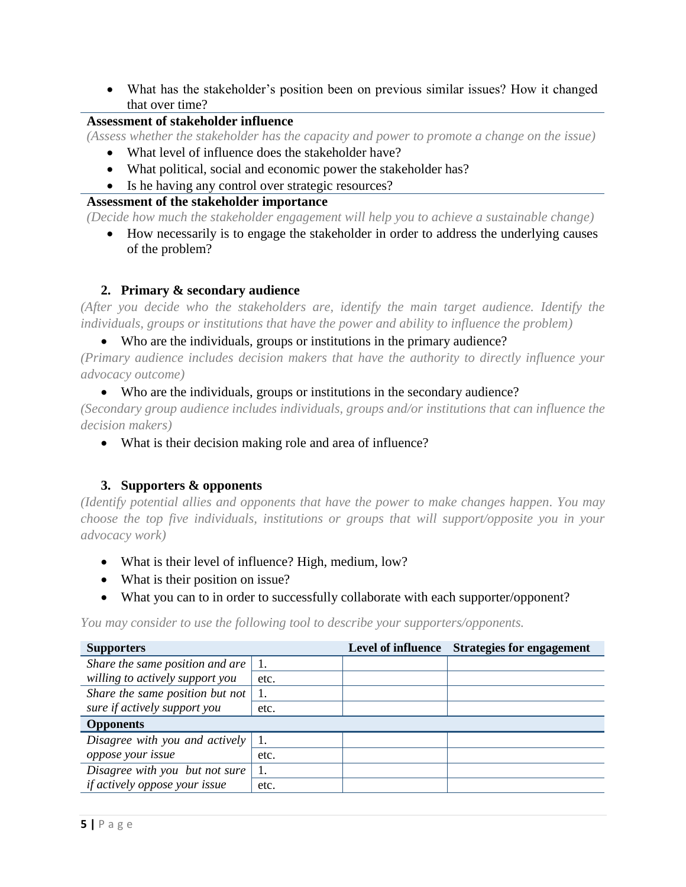- What has the stakeholder's position been on previous similar issues? How it changed that over time?

**Assessment of stakeholder influence**

*(Assess whether the stakeholder has the capacity and power to promote a change on the issue)*

- What level of influence does the stakeholder have?
- What political, social and economic power the stakeholder has?
- Is he having any control over strategic resources?

**Assessment of the stakeholder importance**

*(Decide how much the stakeholder engagement will help you to achieve a sustainable change)*

- How necessarily is to engage the stakeholder in order to address the underlying causes of the problem?

## 2. Primary & secondary audience

*(After you decide who the stakeholders are, identify the main target audience. Identify the individuals, groups or institutions that have the power and ability to influence the problem)*

- Who are the individuals, groups or institutions in the primary audience?

*(Primary audience includes decision makers that have the authority to directly influence your advocacy outcome)*

- Who are the individuals, groups or institutions in the secondary audience?

*(Secondary group audience includes individuals, groups and/or institutions that can influence the decision makers)*

- What is their decision making role and area of influence?

## 3. Supporters & opponents

*(Identify potential allies and opponents that have the power to make changes happen. You may choose the top five individuals, institutions or groups that will support/opposite you in your advocacy work)*

- What is their level of influence? High, medium, low?
- What is their position on issue?
- What you can to in order to successfully collaborate with each supporter/opponent?

*You may consider to use the following tool to describe your supporters/opponents.*

| **Supporters** | | **Level of influence** | **Strategies for engagement** |
|---|---|---|---|
| *Share the same position and are willing to actively support you* | 1. | | |
| | etc. | | |
| *Share the same position but not sure if actively support you* | 1. | | |
| | etc. | | |
| **Opponents** | | | |
| *Disagree with you and actively oppose your issue* | 1. | | |
| | etc. | | |
| *Disagree with you but not sure if actively oppose your issue* | 1. | | |
| | etc. | | |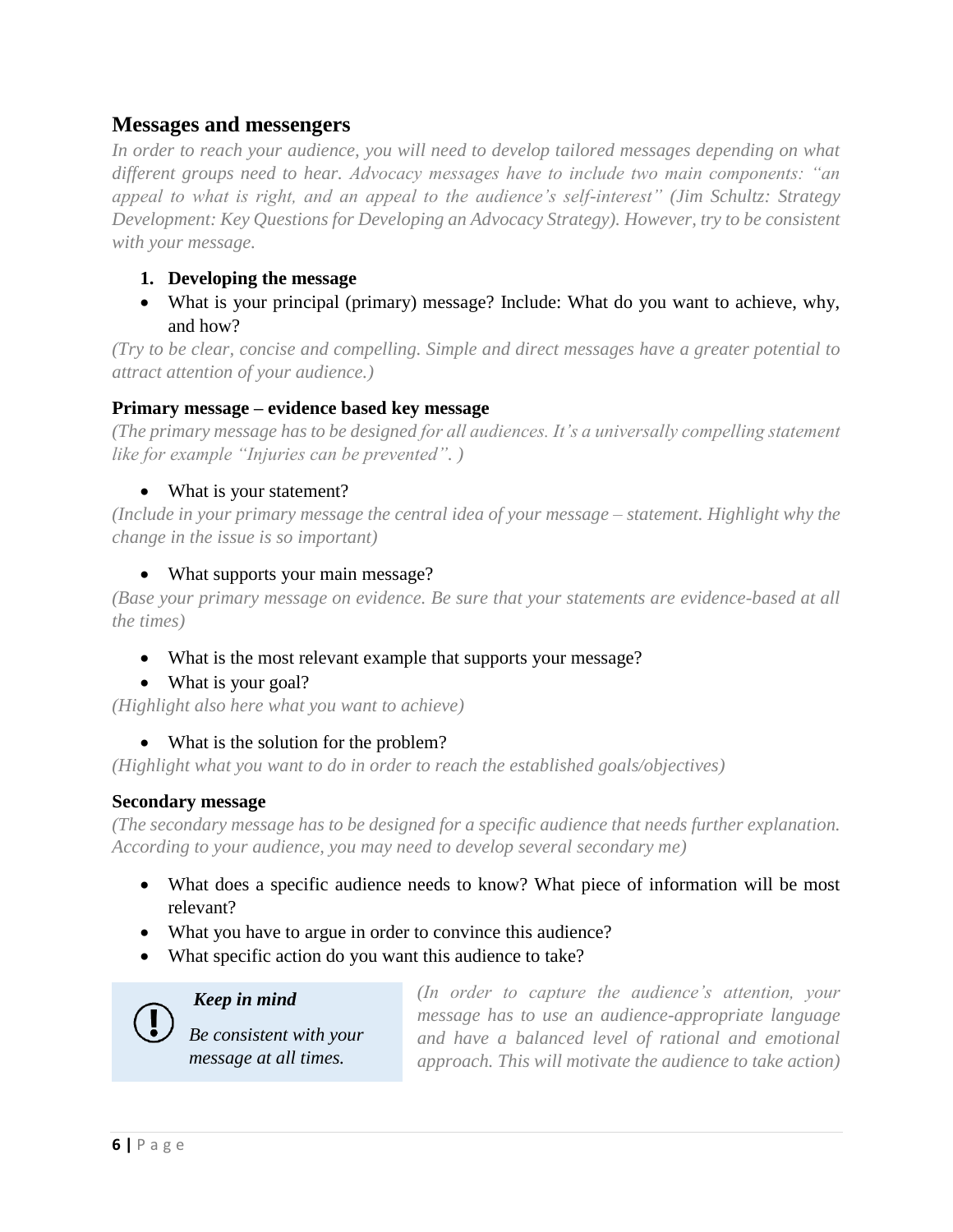## Messages and messengers

*In order to reach your audience, you will need to develop tailored messages depending on what different groups need to hear. Advocacy messages have to include two main components: "an appeal to what is right, and an appeal to the audience's self-interest" (Jim Schultz: Strategy Development: Key Questions for Developing an Advocacy Strategy). However, try to be consistent with your message.*

1. **Developing the message**

- What is your principal (primary) message? Include: What do you want to achieve, why, and how?

*(Try to be clear, concise and compelling. Simple and direct messages have a greater potential to attract attention of your audience.)*

### Primary message – evidence based key message

*(The primary message has to be designed for all audiences. It's a universally compelling statement like for example "Injuries can be prevented". )*

- What is your statement?

*(Include in your primary message the central idea of your message – statement. Highlight why the change in the issue is so important)*

- What supports your main message?

*(Base your primary message on evidence. Be sure that your statements are evidence-based at all the times)*

- What is the most relevant example that supports your message?
- What is your goal?

*(Highlight also here what you want to achieve)*

- What is the solution for the problem?

*(Highlight what you want to do in order to reach the established goals/objectives)*

### Secondary message

*(The secondary message has to be designed for a specific audience that needs further explanation. According to your audience, you may need to develop several secondary me)*

- What does a specific audience needs to know? What piece of information will be most relevant?
- What you have to argue in order to convince this audience?
- What specific action do you want this audience to take?

> ***Keep in mind***
>
> *Be consistent with your message at all times.*

*(In order to capture the audience's attention, your message has to use an audience-appropriate language and have a balanced level of rational and emotional approach. This will motivate the audience to take action)*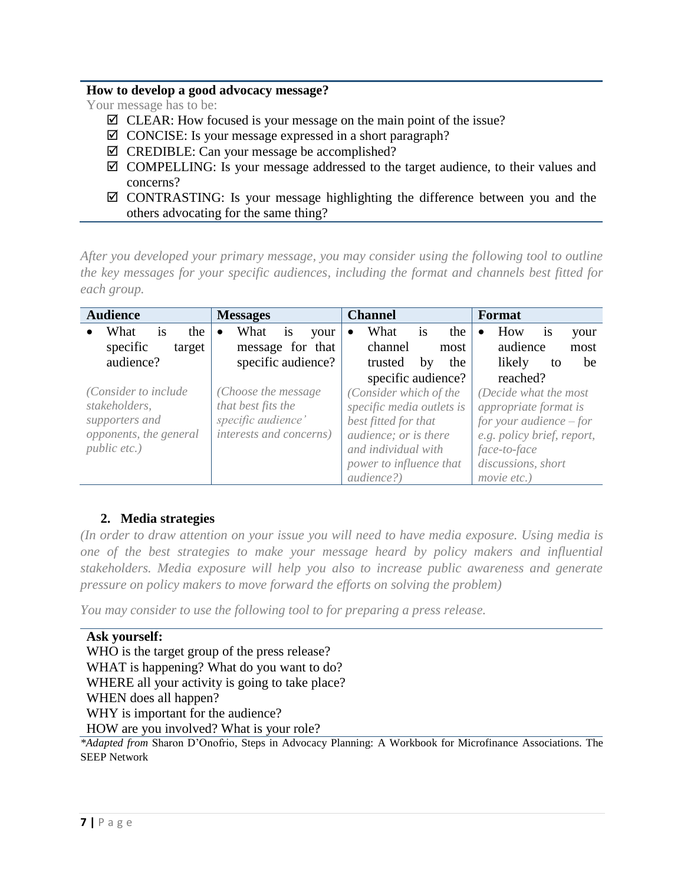**How to develop a good advocacy message?**

Your message has to be:

- ☑ CLEAR: How focused is your message on the main point of the issue?
- ☑ CONCISE: Is your message expressed in a short paragraph?
- ☑ CREDIBLE: Can your message be accomplished?
- ☑ COMPELLING: Is your message addressed to the target audience, to their values and concerns?
- ☑ CONTRASTING: Is your message highlighting the difference between you and the others advocating for the same thing?

*After you developed your primary message, you may consider using the following tool to outline the key messages for your specific audiences, including the format and channels best fitted for each group.*

| Audience | Messages | Channel | Format |
|---|---|---|---|
| • What is the specific target audience? *(Consider to include stakeholders, supporters and opponents, the general public etc.)* | • What is your message for that specific audience? *(Choose the message that best fits the specific audience' interests and concerns)* | • What is the channel most trusted by the specific audience? *(Consider which of the specific media outlets is best fitted for that audience; or is there and individual with power to influence that audience?)* | • How is your audience most likely to be reached? *(Decide what the most appropriate format is for your audience – for e.g. policy brief, report, face-to-face discussions, short movie etc.)* |

## 2. Media strategies

*(In order to draw attention on your issue you will need to have media exposure. Using media is one of the best strategies to make your message heard by policy makers and influential stakeholders. Media exposure will help you also to increase public awareness and generate pressure on policy makers to move forward the efforts on solving the problem)*

*You may consider to use the following tool to for preparing a press release.*

**Ask yourself:**

WHO is the target group of the press release?
WHAT is happening? What do you want to do?
WHERE all your activity is going to take place?
WHEN does all happen?
WHY is important for the audience?
HOW are you involved? What is your role?

**Adapted from* Sharon D'Onofrio, Steps in Advocacy Planning: A Workbook for Microfinance Associations. The SEEP Network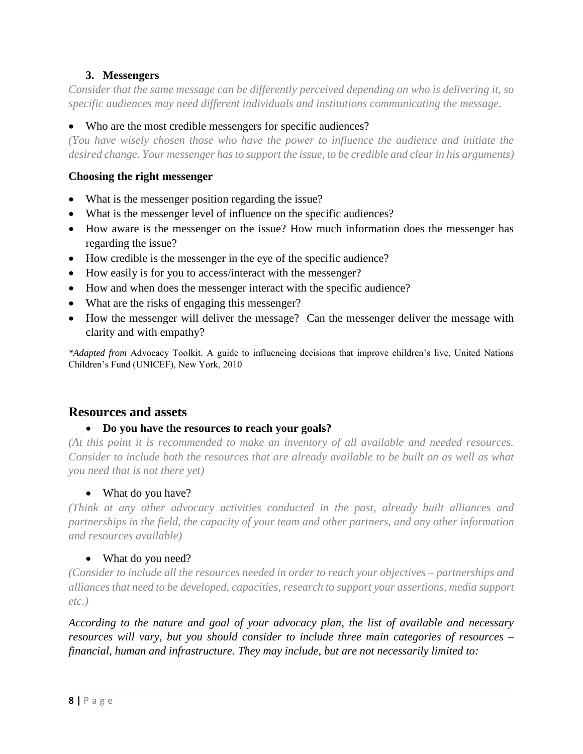### 3. Messengers

*Consider that the same message can be differently perceived depending on who is delivering it, so specific audiences may need different individuals and institutions communicating the message.*

- Who are the most credible messengers for specific audiences?

*(You have wisely chosen those who have the power to influence the audience and initiate the desired change. Your messenger has to support the issue, to be credible and clear in his arguments)*

**Choosing the right messenger**

- What is the messenger position regarding the issue?
- What is the messenger level of influence on the specific audiences?
- How aware is the messenger on the issue? How much information does the messenger has regarding the issue?
- How credible is the messenger in the eye of the specific audience?
- How easily is for you to access/interact with the messenger?
- How and when does the messenger interact with the specific audience?
- What are the risks of engaging this messenger?
- How the messenger will deliver the message? Can the messenger deliver the message with clarity and with empathy?

*\*Adapted from* Advocacy Toolkit. A guide to influencing decisions that improve children's live, United Nations Children's Fund (UNICEF), New York, 2010

## Resources and assets

- **Do you have the resources to reach your goals?**

*(At this point it is recommended to make an inventory of all available and needed resources. Consider to include both the resources that are already available to be built on as well as what you need that is not there yet)*

- What do you have?

*(Think at any other advocacy activities conducted in the past, already built alliances and partnerships in the field, the capacity of your team and other partners, and any other information and resources available)*

- What do you need?

*(Consider to include all the resources needed in order to reach your objectives – partnerships and alliances that need to be developed, capacities, research to support your assertions, media support etc.)*

*According to the nature and goal of your advocacy plan, the list of available and necessary resources will vary, but you should consider to include three main categories of resources – financial, human and infrastructure. They may include, but are not necessarily limited to:*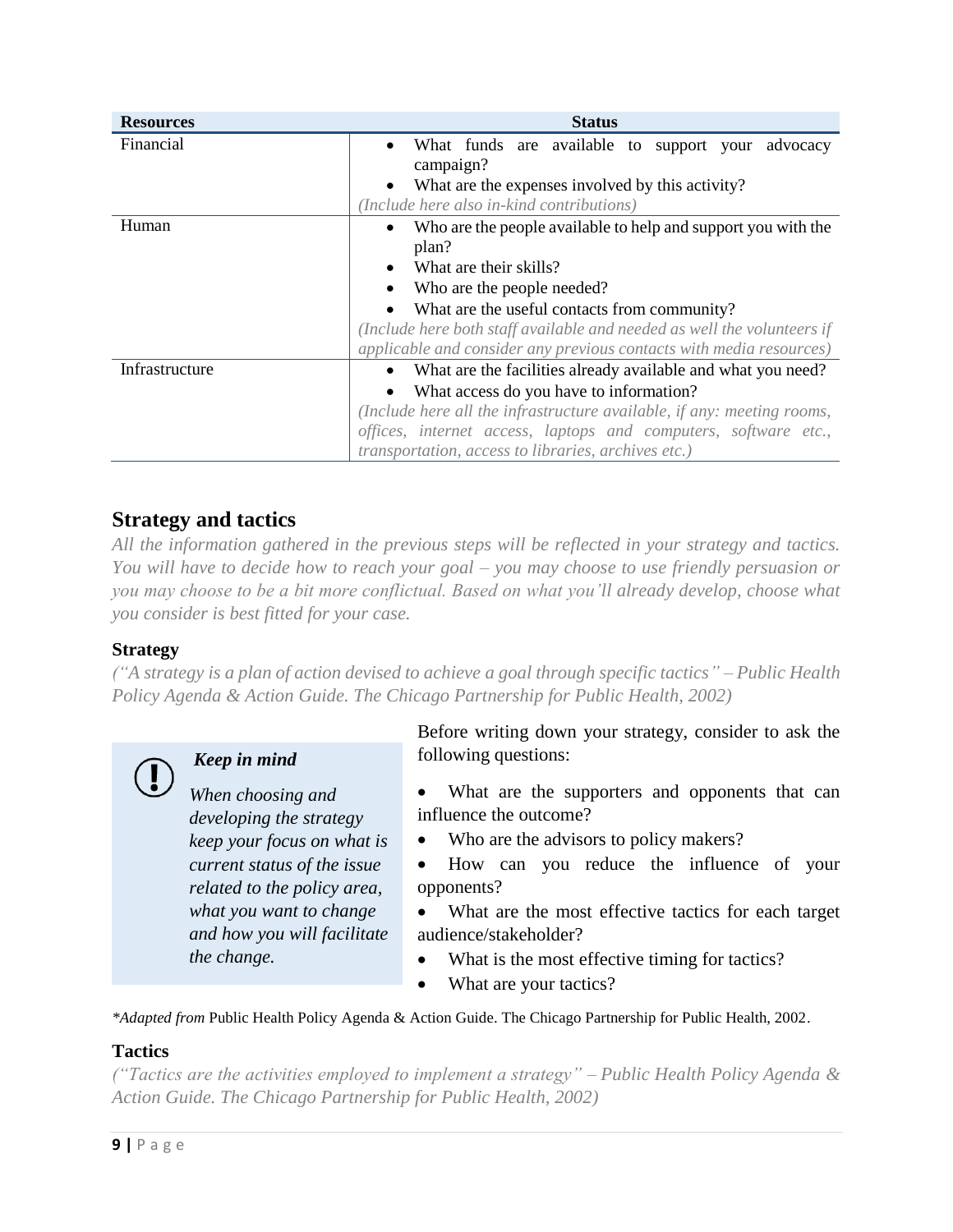| Resources | Status |
| --- | --- |
| Financial | • What funds are available to support your advocacy campaign?<br>• What are the expenses involved by this activity?<br>*(Include here also in-kind contributions)* |
| Human | • Who are the people available to help and support you with the plan?<br>• What are their skills?<br>• Who are the people needed?<br>• What are the useful contacts from community?<br>*(Include here both staff available and needed as well the volunteers if applicable and consider any previous contacts with media resources)* |
| Infrastructure | • What are the facilities already available and what you need?<br>• What access do you have to information?<br>*(Include here all the infrastructure available, if any: meeting rooms, offices, internet access, laptops and computers, software etc., transportation, access to libraries, archives etc.)* |

## Strategy and tactics

*All the information gathered in the previous steps will be reflected in your strategy and tactics. You will have to decide how to reach your goal – you may choose to use friendly persuasion or you may choose to be a bit more conflictual. Based on what you'll already develop, choose what you consider is best fitted for your case.*

### Strategy

*("A strategy is a plan of action devised to achieve a goal through specific tactics" – Public Health Policy Agenda & Action Guide. The Chicago Partnership for Public Health, 2002)*

> ***Keep in mind***
>
> *When choosing and developing the strategy keep your focus on what is current status of the issue related to the policy area, what you want to change and how you will facilitate the change.*

Before writing down your strategy, consider to ask the following questions:

- What are the supporters and opponents that can influence the outcome?
- Who are the advisors to policy makers?
- How can you reduce the influence of your opponents?
- What are the most effective tactics for each target audience/stakeholder?
- What is the most effective timing for tactics?
- What are your tactics?

*\*Adapted from* Public Health Policy Agenda & Action Guide. The Chicago Partnership for Public Health, 2002.

### Tactics

*("Tactics are the activities employed to implement a strategy" – Public Health Policy Agenda & Action Guide. The Chicago Partnership for Public Health, 2002)*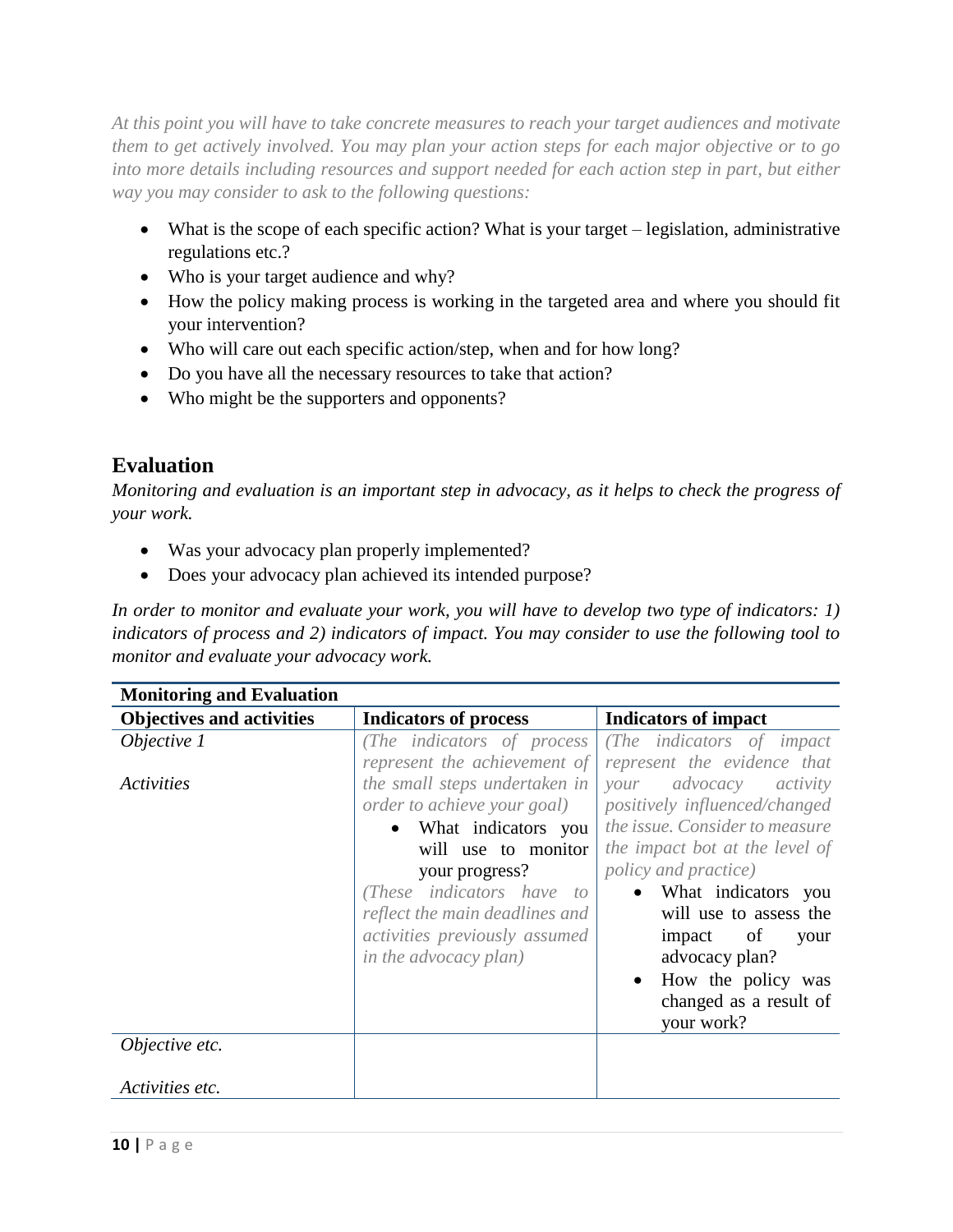*At this point you will have to take concrete measures to reach your target audiences and motivate them to get actively involved. You may plan your action steps for each major objective or to go into more details including resources and support needed for each action step in part, but either way you may consider to ask to the following questions:*

- What is the scope of each specific action? What is your target – legislation, administrative regulations etc.?
- Who is your target audience and why?
- How the policy making process is working in the targeted area and where you should fit your intervention?
- Who will care out each specific action/step, when and for how long?
- Do you have all the necessary resources to take that action?
- Who might be the supporters and opponents?

## Evaluation

*Monitoring and evaluation is an important step in advocacy, as it helps to check the progress of your work.*

- Was your advocacy plan properly implemented?
- Does your advocacy plan achieved its intended purpose?

*In order to monitor and evaluate your work, you will have to develop two type of indicators: 1) indicators of process and 2) indicators of impact. You may consider to use the following tool to monitor and evaluate your advocacy work.*

| **Monitoring and Evaluation** | | |
|---|---|---|
| **Objectives and activities** | **Indicators of process** | **Indicators of impact** |
| *Objective 1*<br><br>*Activities* | *(The indicators of process represent the achievement of the small steps undertaken in order to achieve your goal)*<br>• What indicators you will use to monitor your progress?<br>*(These indicators have to reflect the main deadlines and activities previously assumed in the advocacy plan)* | *(The indicators of impact represent the evidence that your advocacy activity positively influenced/changed the issue. Consider to measure the impact bot at the level of policy and practice)*<br>• What indicators you will use to assess the impact of your advocacy plan?<br>• How the policy was changed as a result of your work? |
| *Objective etc.*<br><br>*Activities etc.* | | |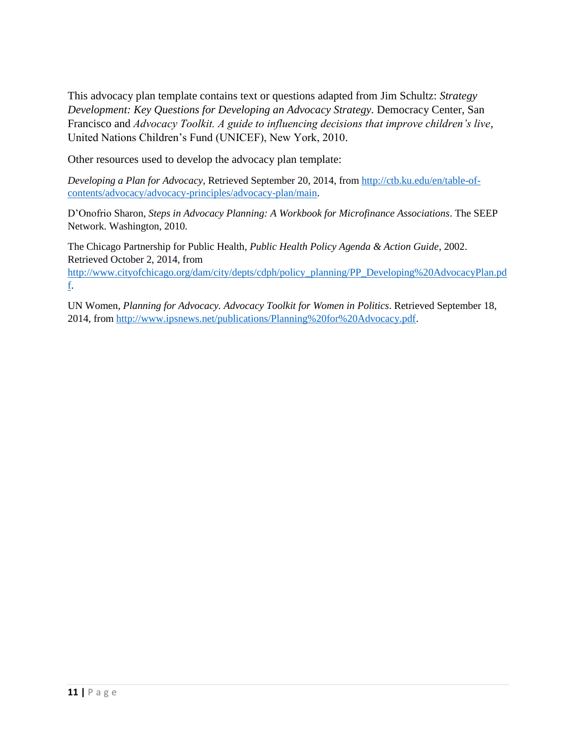This advocacy plan template contains text or questions adapted from Jim Schultz: *Strategy Development: Key Questions for Developing an Advocacy Strategy*. Democracy Center, San Francisco and *Advocacy Toolkit. A guide to influencing decisions that improve children's live,* United Nations Children's Fund (UNICEF), New York, 2010.

Other resources used to develop the advocacy plan template:

*Developing a Plan for Advocacy*, Retrieved September 20, 2014, from http://ctb.ku.edu/en/table-of-contents/advocacy/advocacy-principles/advocacy-plan/main.

D'Onofrio Sharon, *Steps in Advocacy Planning: A Workbook for Microfinance Associations*. The SEEP Network. Washington, 2010.

The Chicago Partnership for Public Health, *Public Health Policy Agenda & Action Guide*, 2002. Retrieved October 2, 2014, from http://www.cityofchicago.org/dam/city/depts/cdph/policy_planning/PP_Developing%20AdvocacyPlan.pdf.

UN Women, *Planning for Advocacy. Advocacy Toolkit for Women in Politics*. Retrieved September 18, 2014, from http://www.ipsnews.net/publications/Planning%20for%20Advocacy.pdf.